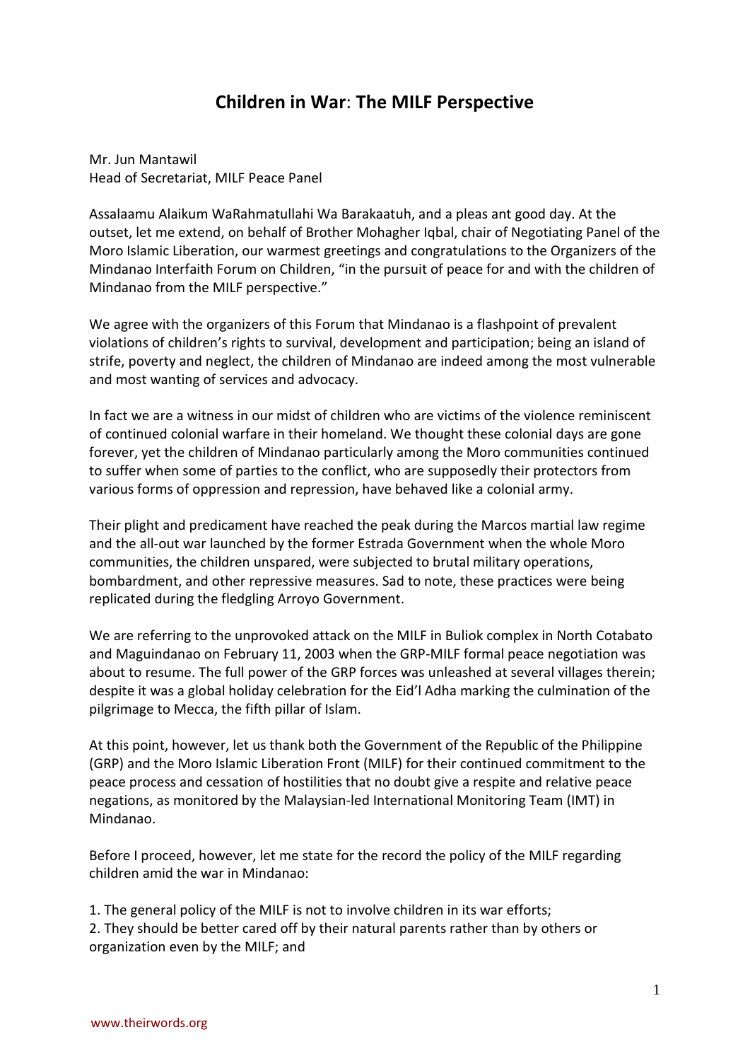# Children in War: The MILF Perspective

Mr. Jun Mantawil
Head of Secretariat, MILF Peace Panel

Assalaamu Alaikum WaRahmatullahi Wa Barakaatuh, and a pleas ant good day. At the outset, let me extend, on behalf of Brother Mohagher Iqbal, chair of Negotiating Panel of the Moro Islamic Liberation, our warmest greetings and congratulations to the Organizers of the Mindanao Interfaith Forum on Children, "in the pursuit of peace for and with the children of Mindanao from the MILF perspective."

We agree with the organizers of this Forum that Mindanao is a flashpoint of prevalent violations of children's rights to survival, development and participation; being an island of strife, poverty and neglect, the children of Mindanao are indeed among the most vulnerable and most wanting of services and advocacy.

In fact we are a witness in our midst of children who are victims of the violence reminiscent of continued colonial warfare in their homeland. We thought these colonial days are gone forever, yet the children of Mindanao particularly among the Moro communities continued to suffer when some of parties to the conflict, who are supposedly their protectors from various forms of oppression and repression, have behaved like a colonial army.

Their plight and predicament have reached the peak during the Marcos martial law regime and the all-out war launched by the former Estrada Government when the whole Moro communities, the children unspared, were subjected to brutal military operations, bombardment, and other repressive measures. Sad to note, these practices were being replicated during the fledgling Arroyo Government.

We are referring to the unprovoked attack on the MILF in Buliok complex in North Cotabato and Maguindanao on February 11, 2003 when the GRP-MILF formal peace negotiation was about to resume. The full power of the GRP forces was unleashed at several villages therein; despite it was a global holiday celebration for the Eid'l Adha marking the culmination of the pilgrimage to Mecca, the fifth pillar of Islam.

At this point, however, let us thank both the Government of the Republic of the Philippine (GRP) and the Moro Islamic Liberation Front (MILF) for their continued commitment to the peace process and cessation of hostilities that no doubt give a respite and relative peace negations, as monitored by the Malaysian-led International Monitoring Team (IMT) in Mindanao.

Before I proceed, however, let me state for the record the policy of the MILF regarding children amid the war in Mindanao:

1. The general policy of the MILF is not to involve children in its war efforts;
2. They should be better cared off by their natural parents rather than by others or organization even by the MILF; and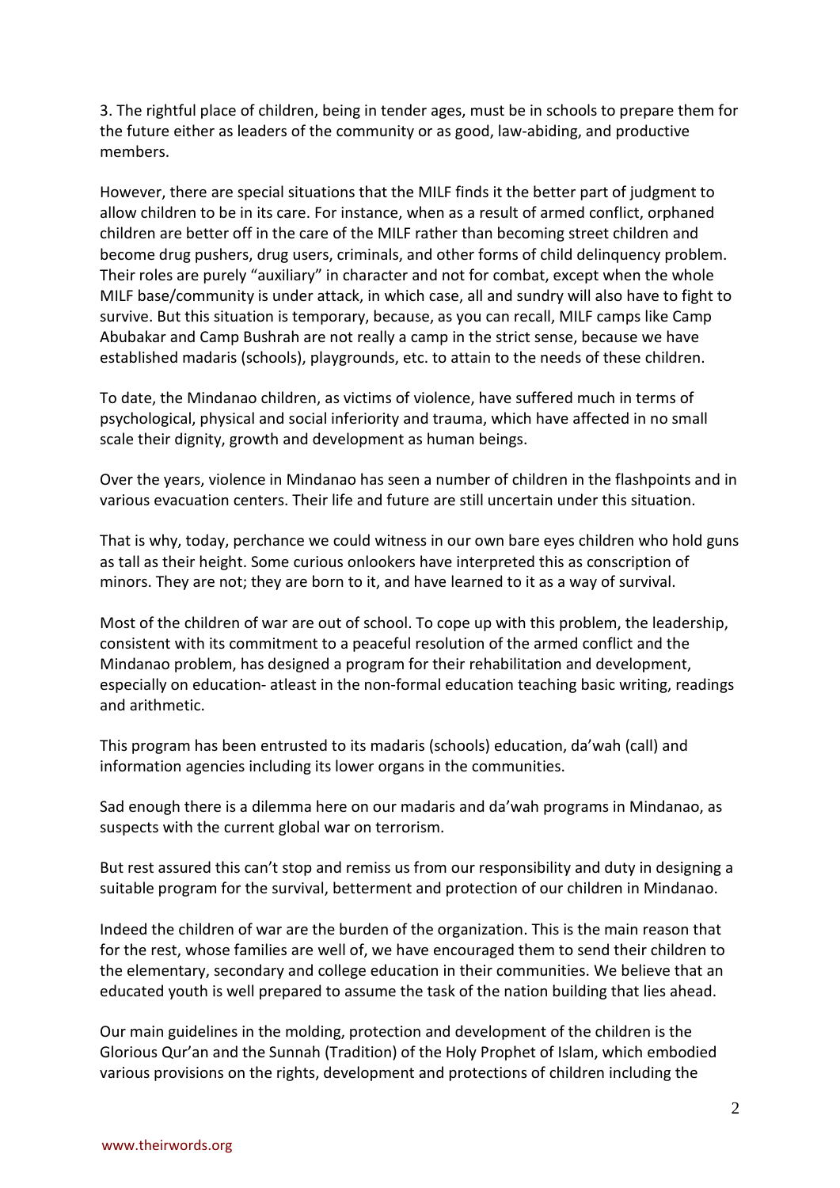3. The rightful place of children, being in tender ages, must be in schools to prepare them for the future either as leaders of the community or as good, law-abiding, and productive members.

However, there are special situations that the MILF finds it the better part of judgment to allow children to be in its care. For instance, when as a result of armed conflict, orphaned children are better off in the care of the MILF rather than becoming street children and become drug pushers, drug users, criminals, and other forms of child delinquency problem. Their roles are purely "auxiliary" in character and not for combat, except when the whole MILF base/community is under attack, in which case, all and sundry will also have to fight to survive. But this situation is temporary, because, as you can recall, MILF camps like Camp Abubakar and Camp Bushrah are not really a camp in the strict sense, because we have established madaris (schools), playgrounds, etc. to attain to the needs of these children.

To date, the Mindanao children, as victims of violence, have suffered much in terms of psychological, physical and social inferiority and trauma, which have affected in no small scale their dignity, growth and development as human beings.

Over the years, violence in Mindanao has seen a number of children in the flashpoints and in various evacuation centers. Their life and future are still uncertain under this situation.

That is why, today, perchance we could witness in our own bare eyes children who hold guns as tall as their height. Some curious onlookers have interpreted this as conscription of minors. They are not; they are born to it, and have learned to it as a way of survival.

Most of the children of war are out of school. To cope up with this problem, the leadership, consistent with its commitment to a peaceful resolution of the armed conflict and the Mindanao problem, has designed a program for their rehabilitation and development, especially on education- atleast in the non-formal education teaching basic writing, readings and arithmetic.

This program has been entrusted to its madaris (schools) education, da'wah (call) and information agencies including its lower organs in the communities.

Sad enough there is a dilemma here on our madaris and da'wah programs in Mindanao, as suspects with the current global war on terrorism.

But rest assured this can't stop and remiss us from our responsibility and duty in designing a suitable program for the survival, betterment and protection of our children in Mindanao.

Indeed the children of war are the burden of the organization. This is the main reason that for the rest, whose families are well of, we have encouraged them to send their children to the elementary, secondary and college education in their communities. We believe that an educated youth is well prepared to assume the task of the nation building that lies ahead.

Our main guidelines in the molding, protection and development of the children is the Glorious Qur'an and the Sunnah (Tradition) of the Holy Prophet of Islam, which embodied various provisions on the rights, development and protections of children including the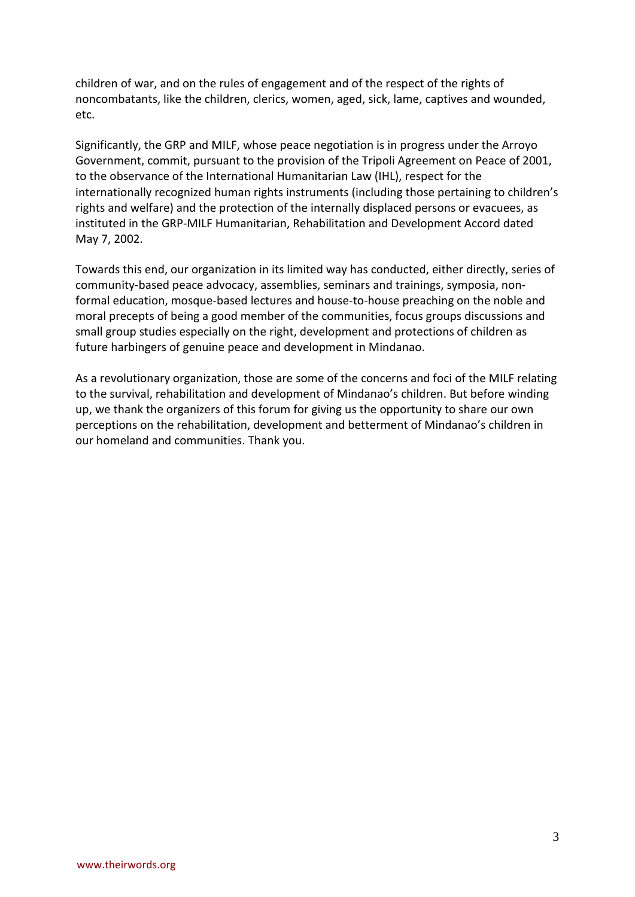children of war, and on the rules of engagement and of the respect of the rights of noncombatants, like the children, clerics, women, aged, sick, lame, captives and wounded, etc.

Significantly, the GRP and MILF, whose peace negotiation is in progress under the Arroyo Government, commit, pursuant to the provision of the Tripoli Agreement on Peace of 2001, to the observance of the International Humanitarian Law (IHL), respect for the internationally recognized human rights instruments (including those pertaining to children's rights and welfare) and the protection of the internally displaced persons or evacuees, as instituted in the GRP-MILF Humanitarian, Rehabilitation and Development Accord dated May 7, 2002.

Towards this end, our organization in its limited way has conducted, either directly, series of community-based peace advocacy, assemblies, seminars and trainings, symposia, non-formal education, mosque-based lectures and house-to-house preaching on the noble and moral precepts of being a good member of the communities, focus groups discussions and small group studies especially on the right, development and protections of children as future harbingers of genuine peace and development in Mindanao.

As a revolutionary organization, those are some of the concerns and foci of the MILF relating to the survival, rehabilitation and development of Mindanao's children. But before winding up, we thank the organizers of this forum for giving us the opportunity to share our own perceptions on the rehabilitation, development and betterment of Mindanao's children in our homeland and communities. Thank you.